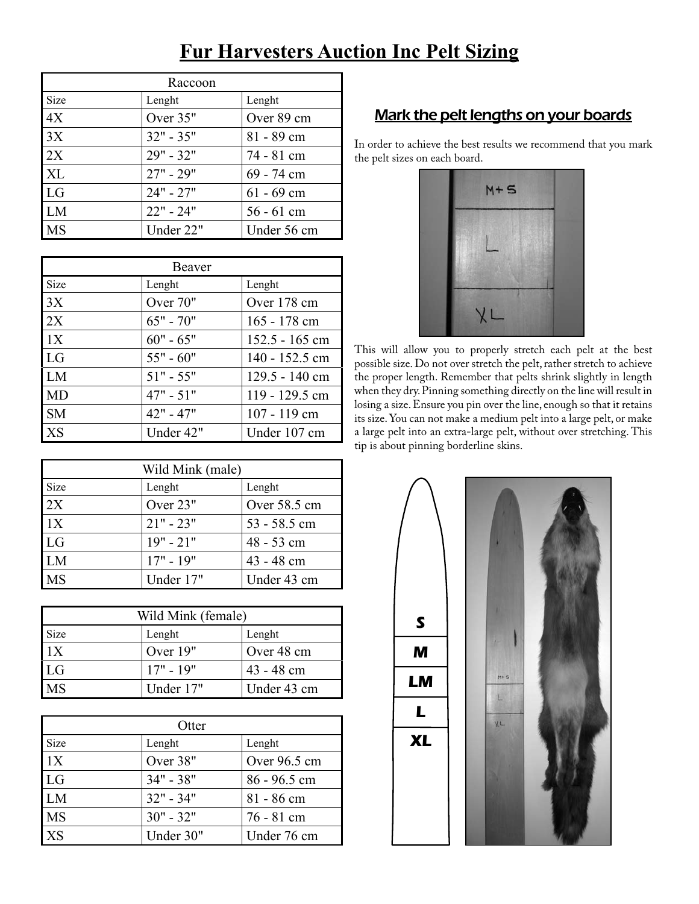# Fur Harvesters Auction Inc Pelt Sizing

| Raccoon | | |
|---|---|---|
| Size | Lenght | Lenght |
| 4X | Over 35" | Over 89 cm |
| 3X | 32" - 35" | 81 - 89 cm |
| 2X | 29" - 32" | 74 - 81 cm |
| XL | 27" - 29" | 69 - 74 cm |
| LG | 24" - 27" | 61 - 69 cm |
| LM | 22" - 24" | 56 - 61 cm |
| MS | Under 22" | Under 56 cm |

| Beaver | | |
|---|---|---|
| Size | Lenght | Lenght |
| 3X | Over 70" | Over 178 cm |
| 2X | 65" - 70" | 165 - 178 cm |
| 1X | 60" - 65" | 152.5 - 165 cm |
| LG | 55" - 60" | 140 - 152.5 cm |
| LM | 51" - 55" | 129.5 - 140 cm |
| MD | 47" - 51" | 119 - 129.5 cm |
| SM | 42" - 47" | 107 - 119 cm |
| XS | Under 42" | Under 107 cm |

| Wild Mink (male) | | |
|---|---|---|
| Size | Lenght | Lenght |
| 2X | Over 23" | Over 58.5 cm |
| 1X | 21" - 23" | 53 - 58.5 cm |
| LG | 19" - 21" | 48 - 53 cm |
| LM | 17" - 19" | 43 - 48 cm |
| MS | Under 17" | Under 43 cm |

| Wild Mink (female) | | |
|---|---|---|
| Size | Lenght | Lenght |
| 1X | Over 19" | Over 48 cm |
| LG | 17" - 19" | 43 - 48 cm |
| MS | Under 17" | Under 43 cm |

| Otter | | |
|---|---|---|
| Size | Lenght | Lenght |
| 1X | Over 38" | Over 96.5 cm |
| LG | 34" - 38" | 86 - 96.5 cm |
| LM | 32" - 34" | 81 - 86 cm |
| MS | 30" - 32" | 76 - 81 cm |
| XS | Under 30" | Under 76 cm |

## Mark the pelt lengths on your boards

In order to achieve the best results we recommend that you mark the pelt sizes on each board.

This will allow you to properly stretch each pelt at the best possible size. Do not over stretch the pelt, rather stretch to achieve the proper length. Remember that pelts shrink slightly in length when they dry. Pinning something directly on the line will result in losing a size. Ensure you pin over the line, enough so that it retains its size. You can not make a medium pelt into a large pelt, or make a large pelt into an extra-large pelt, without over stretching. This tip is about pinning borderline skins.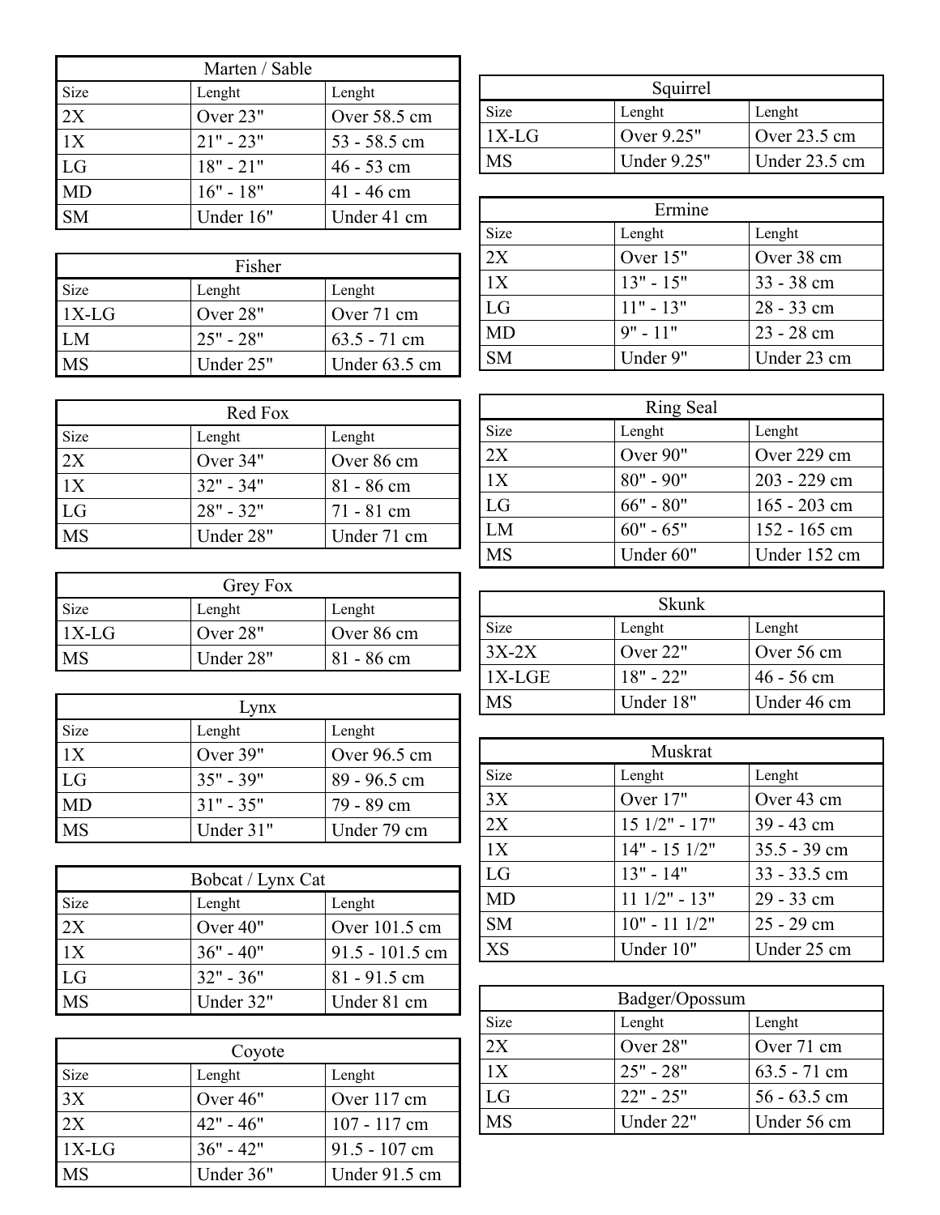| Marten / Sable | | |
|---|---|---|
| Size | Lenght | Lenght |
| 2X | Over 23" | Over 58.5 cm |
| 1X | 21" - 23" | 53 - 58.5 cm |
| LG | 18" - 21" | 46 - 53 cm |
| MD | 16" - 18" | 41 - 46 cm |
| SM | Under 16" | Under 41 cm |

| Fisher | | |
|---|---|---|
| Size | Lenght | Lenght |
| 1X-LG | Over 28" | Over 71 cm |
| LM | 25" - 28" | 63.5 - 71 cm |
| MS | Under 25" | Under 63.5 cm |

| Red Fox | | |
|---|---|---|
| Size | Lenght | Lenght |
| 2X | Over 34" | Over 86 cm |
| 1X | 32" - 34" | 81 - 86 cm |
| LG | 28" - 32" | 71 - 81 cm |
| MS | Under 28" | Under 71 cm |

| Grey Fox | | |
|---|---|---|
| Size | Lenght | Lenght |
| 1X-LG | Over 28" | Over 86 cm |
| MS | Under 28" | 81 - 86 cm |

| Lynx | | |
|---|---|---|
| Size | Lenght | Lenght |
| 1X | Over 39" | Over 96.5 cm |
| LG | 35" - 39" | 89 - 96.5 cm |
| MD | 31" - 35" | 79 - 89 cm |
| MS | Under 31" | Under 79 cm |

| Bobcat / Lynx Cat | | |
|---|---|---|
| Size | Lenght | Lenght |
| 2X | Over 40" | Over 101.5 cm |
| 1X | 36" - 40" | 91.5 - 101.5 cm |
| LG | 32" - 36" | 81 - 91.5 cm |
| MS | Under 32" | Under 81 cm |

| Coyote | | |
|---|---|---|
| Size | Lenght | Lenght |
| 3X | Over 46" | Over 117 cm |
| 2X | 42" - 46" | 107 - 117 cm |
| 1X-LG | 36" - 42" | 91.5 - 107 cm |
| MS | Under 36" | Under 91.5 cm |

| Squirrel | | |
|---|---|---|
| Size | Lenght | Lenght |
| 1X-LG | Over 9.25" | Over 23.5 cm |
| MS | Under 9.25" | Under 23.5 cm |

| Ermine | | |
|---|---|---|
| Size | Lenght | Lenght |
| 2X | Over 15" | Over 38 cm |
| 1X | 13" - 15" | 33 - 38 cm |
| LG | 11" - 13" | 28 - 33 cm |
| MD | 9" - 11" | 23 - 28 cm |
| SM | Under 9" | Under 23 cm |

| Ring Seal | | |
|---|---|---|
| Size | Lenght | Lenght |
| 2X | Over 90" | Over 229 cm |
| 1X | 80" - 90" | 203 - 229 cm |
| LG | 66" - 80" | 165 - 203 cm |
| LM | 60" - 65" | 152 - 165 cm |
| MS | Under 60" | Under 152 cm |

| Skunk | | |
|---|---|---|
| Size | Lenght | Lenght |
| 3X-2X | Over 22" | Over 56 cm |
| 1X-LGE | 18" - 22" | 46 - 56 cm |
| MS | Under 18" | Under 46 cm |

| Muskrat | | |
|---|---|---|
| Size | Lenght | Lenght |
| 3X | Over 17" | Over 43 cm |
| 2X | 15 1/2" - 17" | 39 - 43 cm |
| 1X | 14" - 15 1/2" | 35.5 - 39 cm |
| LG | 13" - 14" | 33 - 33.5 cm |
| MD | 11 1/2" - 13" | 29 - 33 cm |
| SM | 10" - 11 1/2" | 25 - 29 cm |
| XS | Under 10" | Under 25 cm |

| Badger/Opossum | | |
|---|---|---|
| Size | Lenght | Lenght |
| 2X | Over 28" | Over 71 cm |
| 1X | 25" - 28" | 63.5 - 71 cm |
| LG | 22" - 25" | 56 - 63.5 cm |
| MS | Under 22" | Under 56 cm |